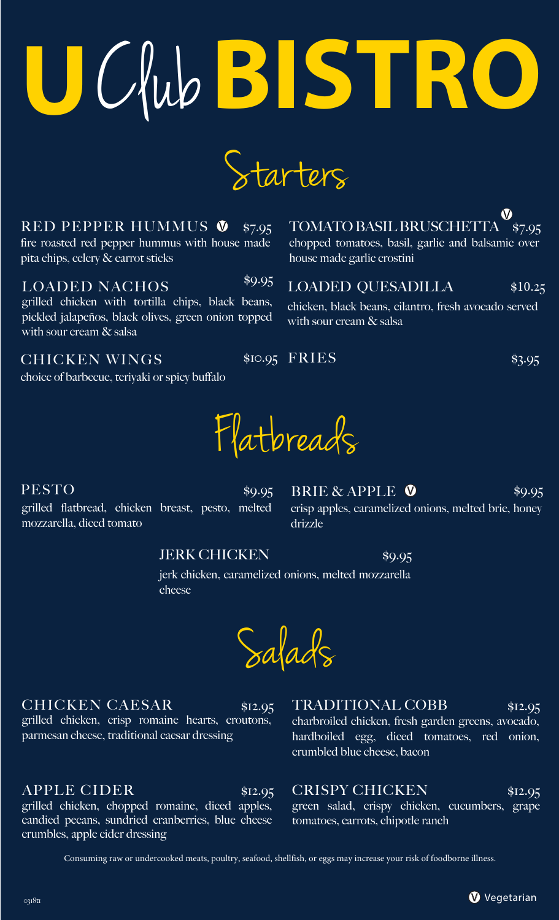# U Club BISTRO

## Starters

### RED PEPPER HUMMUS Ⓥ $7.95
fire roasted red pepper hummus with house made pita chips, celery & carrot sticks

### TOMATO BASIL BRUSCHETTA Ⓥ $7.95
chopped tomatoes, basil, garlic and balsamic over house made garlic crostini

### LOADED NACHOS $9.95
grilled chicken with tortilla chips, black beans, pickled jalapeños, black olives, green onion topped with sour cream & salsa

### LOADED QUESADILLA $10.25
chicken, black beans, cilantro, fresh avocado served with sour cream & salsa

### CHICKEN WINGS $10.95
choice of barbecue, teriyaki or spicy buffalo

### FRIES $3.95

## Flatbreads

### PESTO $9.95
grilled flatbread, chicken breast, pesto, melted mozzarella, diced tomato

### BRIE & APPLE Ⓥ $9.95
crisp apples, caramelized onions, melted brie, honey drizzle

### JERK CHICKEN $9.95
jerk chicken, caramelized onions, melted mozzarella cheese

## Salads

### CHICKEN CAESAR $12.95
grilled chicken, crisp romaine hearts, croutons, parmesan cheese, traditional caesar dressing

### TRADITIONAL COBB $12.95
charbroiled chicken, fresh garden greens, avocado, hardboiled egg, diced tomatoes, red onion, crumbled blue cheese, bacon

### APPLE CIDER $12.95
grilled chicken, chopped romaine, diced apples, candied pecans, sundried cranberries, blue cheese crumbles, apple cider dressing

### CRISPY CHICKEN $12.95
green salad, crispy chicken, cucumbers, grape tomatoes, carrots, chipotle ranch

Consuming raw or undercooked meats, poultry, seafood, shellfish, or eggs may increase your risk of foodborne illness.

c318t1

Ⓥ Vegetarian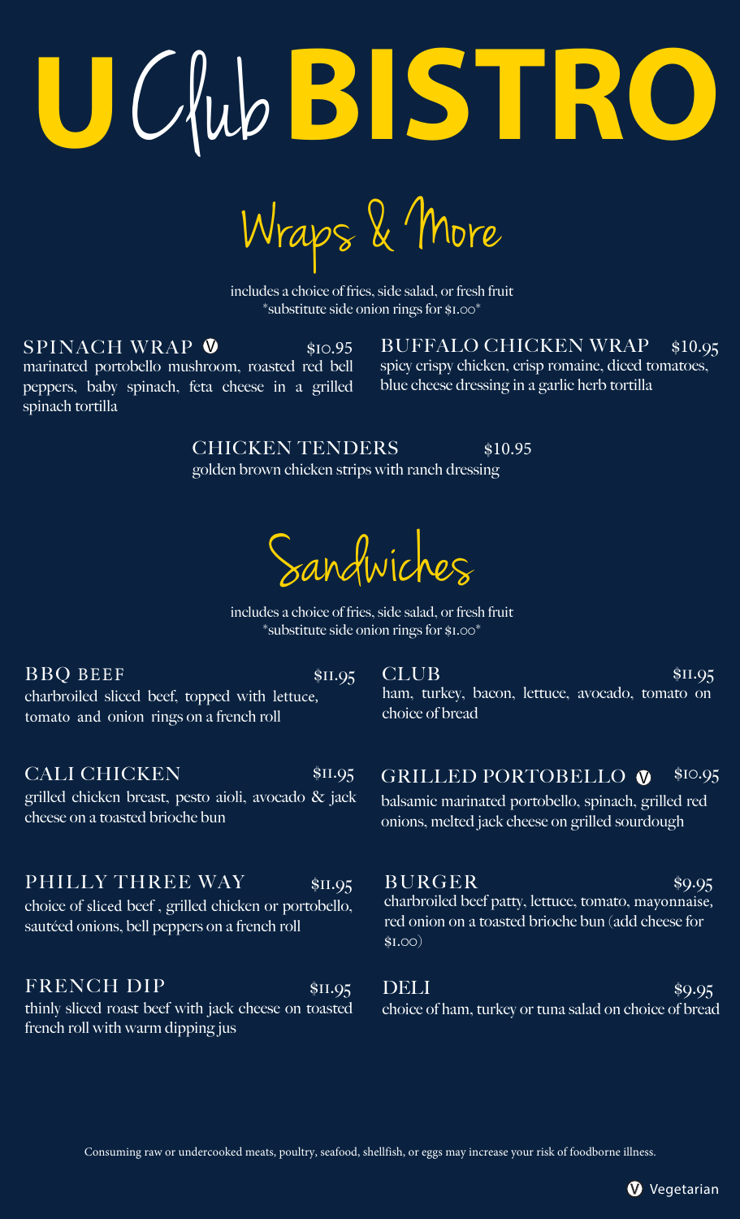# U Club BISTRO

## Wraps & More

includes a choice of fries, side salad, or fresh fruit
*substitute side onion rings for $1.00*

**SPINACH WRAP** (V) $10.95
marinated portobello mushroom, roasted red bell peppers, baby spinach, feta cheese in a grilled spinach tortilla

**BUFFALO CHICKEN WRAP** $10.95
spicy crispy chicken, crisp romaine, diced tomatoes, blue cheese dressing in a garlic herb tortilla

**CHICKEN TENDERS** $10.95
golden brown chicken strips with ranch dressing

## Sandwiches

includes a choice of fries, side salad, or fresh fruit
*substitute side onion rings for $1.00*

**BBQ BEEF** $11.95
charbroiled sliced beef, topped with lettuce, tomato and onion rings on a french roll

**CALI CHICKEN** $11.95
grilled chicken breast, pesto aioli, avocado & jack cheese on a toasted brioche bun

**PHILLY THREE WAY** $11.95
choice of sliced beef , grilled chicken or portobello, sautéed onions, bell peppers on a french roll

**FRENCH DIP** $11.95
thinly sliced roast beef with jack cheese on toasted french roll with warm dipping jus

**CLUB** $11.95
ham, turkey, bacon, lettuce, avocado, tomato on choice of bread

**GRILLED PORTOBELLO** (V) $10.95
balsamic marinated portobello, spinach, grilled red onions, melted jack cheese on grilled sourdough

**BURGER** $9.95
charbroiled beef patty, lettuce, tomato, mayonnaise, red onion on a toasted brioche bun (add cheese for $1.00)

**DELI** $9.95
choice of ham, turkey or tuna salad on choice of bread

Consuming raw or undercooked meats, poultry, seafood, shellfish, or eggs may increase your risk of foodborne illness.

(V) Vegetarian